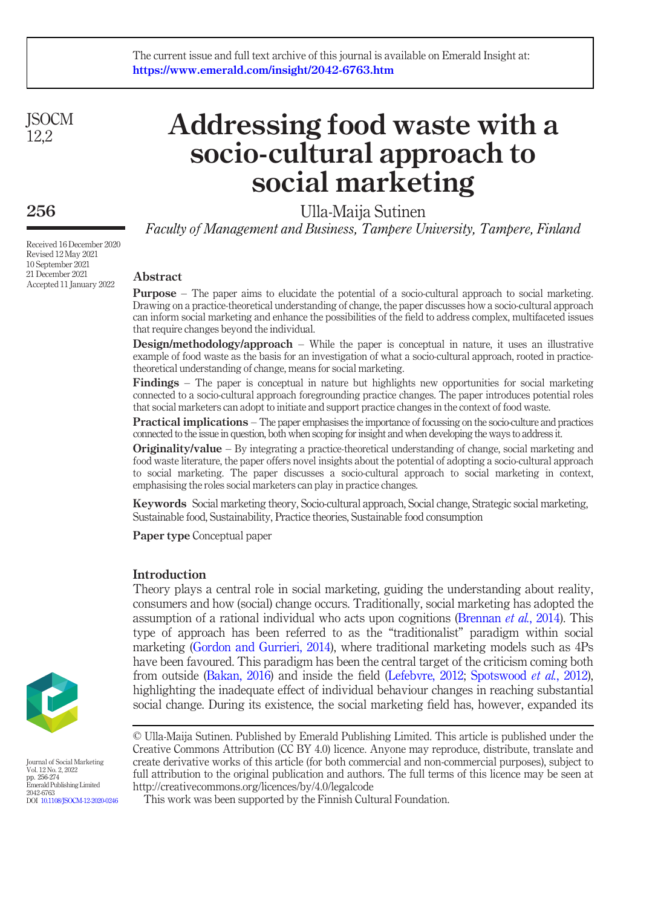The current issue and full text archive of this journal is available on Emerald Insight at: https://www.emerald.com/insight/2042-6763.htm

# Addressing food waste with a socio-cultural approach to social marketing

Ulla-Maija Sutinen

*Faculty of Management and Business, Tampere University, Tampere, Finland*

Received 16 December 2020
Revised 12 May 2021
10 September 2021
21 December 2021
Accepted 11 January 2022

## Abstract

**Purpose** – The paper aims to elucidate the potential of a socio-cultural approach to social marketing. Drawing on a practice-theoretical understanding of change, the paper discusses how a socio-cultural approach can inform social marketing and enhance the possibilities of the field to address complex, multifaceted issues that require changes beyond the individual.

**Design/methodology/approach** – While the paper is conceptual in nature, it uses an illustrative example of food waste as the basis for an investigation of what a socio-cultural approach, rooted in practice-theoretical understanding of change, means for social marketing.

**Findings** – The paper is conceptual in nature but highlights new opportunities for social marketing connected to a socio-cultural approach foregrounding practice changes. The paper introduces potential roles that social marketers can adopt to initiate and support practice changes in the context of food waste.

**Practical implications** – The paper emphasises the importance of focussing on the socio-culture and practices connected to the issue in question, both when scoping for insight and when developing the ways to address it.

**Originality/value** – By integrating a practice-theoretical understanding of change, social marketing and food waste literature, the paper offers novel insights about the potential of adopting a socio-cultural approach to social marketing. The paper discusses a socio-cultural approach to social marketing in context, emphasising the roles social marketers can play in practice changes.

**Keywords** Social marketing theory, Socio-cultural approach, Social change, Strategic social marketing, Sustainable food, Sustainability, Practice theories, Sustainable food consumption

**Paper type** Conceptual paper

## Introduction

Theory plays a central role in social marketing, guiding the understanding about reality, consumers and how (social) change occurs. Traditionally, social marketing has adopted the assumption of a rational individual who acts upon cognitions (Brennan *et al.*, 2014). This type of approach has been referred to as the "traditionalist" paradigm within social marketing (Gordon and Gurrieri, 2014), where traditional marketing models such as 4Ps have been favoured. This paradigm has been the central target of the criticism coming both from outside (Bakan, 2016) and inside the field (Lefebvre, 2012; Spotswood *et al.*, 2012), highlighting the inadequate effect of individual behaviour changes in reaching substantial social change. During its existence, the social marketing field has, however, expanded its

© Ulla-Maija Sutinen. Published by Emerald Publishing Limited. This article is published under the Creative Commons Attribution (CC BY 4.0) licence. Anyone may reproduce, distribute, translate and create derivative works of this article (for both commercial and non-commercial purposes), subject to full attribution to the original publication and authors. The full terms of this licence may be seen at http://creativecommons.org/licences/by/4.0/legalcode

This work was been supported by the Finnish Cultural Foundation.

Journal of Social Marketing
Vol. 12 No. 2, 2022
pp. 256-274
Emerald Publishing Limited
2042-6763
DOI 10.1108/JSOCM-12-2020-0246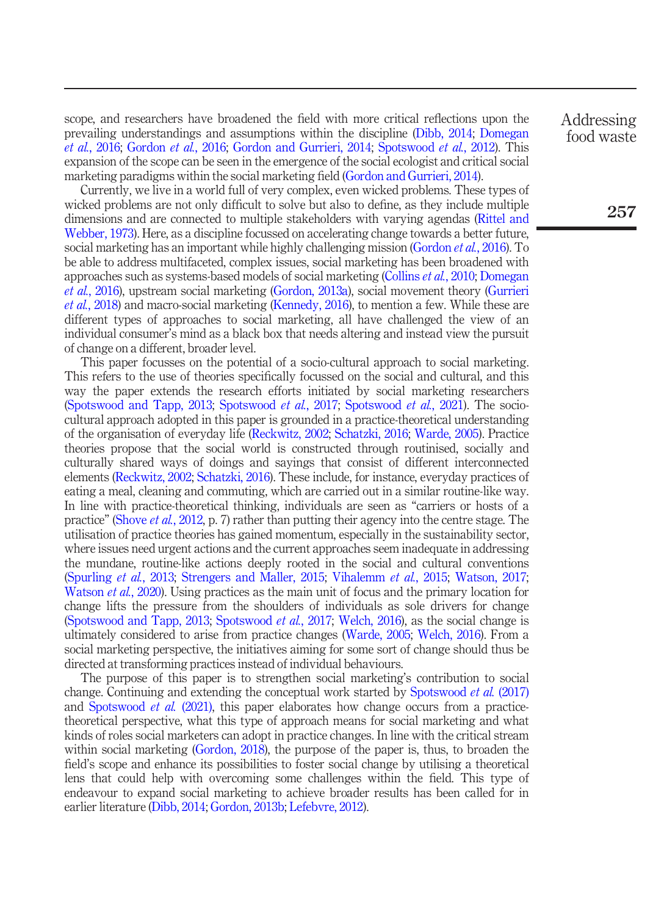scope, and researchers have broadened the field with more critical reflections upon the prevailing understandings and assumptions within the discipline (Dibb, 2014; Domegan *et al.*, 2016; Gordon *et al.*, 2016; Gordon and Gurrieri, 2014; Spotswood *et al.*, 2012). This expansion of the scope can be seen in the emergence of the social ecologist and critical social marketing paradigms within the social marketing field (Gordon and Gurrieri, 2014).

Currently, we live in a world full of very complex, even wicked problems. These types of wicked problems are not only difficult to solve but also to define, as they include multiple dimensions and are connected to multiple stakeholders with varying agendas (Rittel and Webber, 1973). Here, as a discipline focussed on accelerating change towards a better future, social marketing has an important while highly challenging mission (Gordon *et al.*, 2016). To be able to address multifaceted, complex issues, social marketing has been broadened with approaches such as systems-based models of social marketing (Collins *et al.*, 2010; Domegan *et al.*, 2016), upstream social marketing (Gordon, 2013a), social movement theory (Gurrieri *et al.*, 2018) and macro-social marketing (Kennedy, 2016), to mention a few. While these are different types of approaches to social marketing, all have challenged the view of an individual consumer's mind as a black box that needs altering and instead view the pursuit of change on a different, broader level.

This paper focusses on the potential of a socio-cultural approach to social marketing. This refers to the use of theories specifically focussed on the social and cultural, and this way the paper extends the research efforts initiated by social marketing researchers (Spotswood and Tapp, 2013; Spotswood *et al.*, 2017; Spotswood *et al.*, 2021). The socio-cultural approach adopted in this paper is grounded in a practice-theoretical understanding of the organisation of everyday life (Reckwitz, 2002; Schatzki, 2016; Warde, 2005). Practice theories propose that the social world is constructed through routinised, socially and culturally shared ways of doings and sayings that consist of different interconnected elements (Reckwitz, 2002; Schatzki, 2016). These include, for instance, everyday practices of eating a meal, cleaning and commuting, which are carried out in a similar routine-like way. In line with practice-theoretical thinking, individuals are seen as "carriers or hosts of a practice" (Shove *et al.*, 2012, p. 7) rather than putting their agency into the centre stage. The utilisation of practice theories has gained momentum, especially in the sustainability sector, where issues need urgent actions and the current approaches seem inadequate in addressing the mundane, routine-like actions deeply rooted in the social and cultural conventions (Spurling *et al.*, 2013; Strengers and Maller, 2015; Vihalemm *et al.*, 2015; Watson, 2017; Watson *et al.*, 2020). Using practices as the main unit of focus and the primary location for change lifts the pressure from the shoulders of individuals as sole drivers for change (Spotswood and Tapp, 2013; Spotswood *et al.*, 2017; Welch, 2016), as the social change is ultimately considered to arise from practice changes (Warde, 2005; Welch, 2016). From a social marketing perspective, the initiatives aiming for some sort of change should thus be directed at transforming practices instead of individual behaviours.

The purpose of this paper is to strengthen social marketing's contribution to social change. Continuing and extending the conceptual work started by Spotswood *et al.* (2017) and Spotswood *et al.* (2021), this paper elaborates how change occurs from a practice-theoretical perspective, what this type of approach means for social marketing and what kinds of roles social marketers can adopt in practice changes. In line with the critical stream within social marketing (Gordon, 2018), the purpose of the paper is, thus, to broaden the field's scope and enhance its possibilities to foster social change by utilising a theoretical lens that could help with overcoming some challenges within the field. This type of endeavour to expand social marketing to achieve broader results has been called for in earlier literature (Dibb, 2014; Gordon, 2013b; Lefebvre, 2012).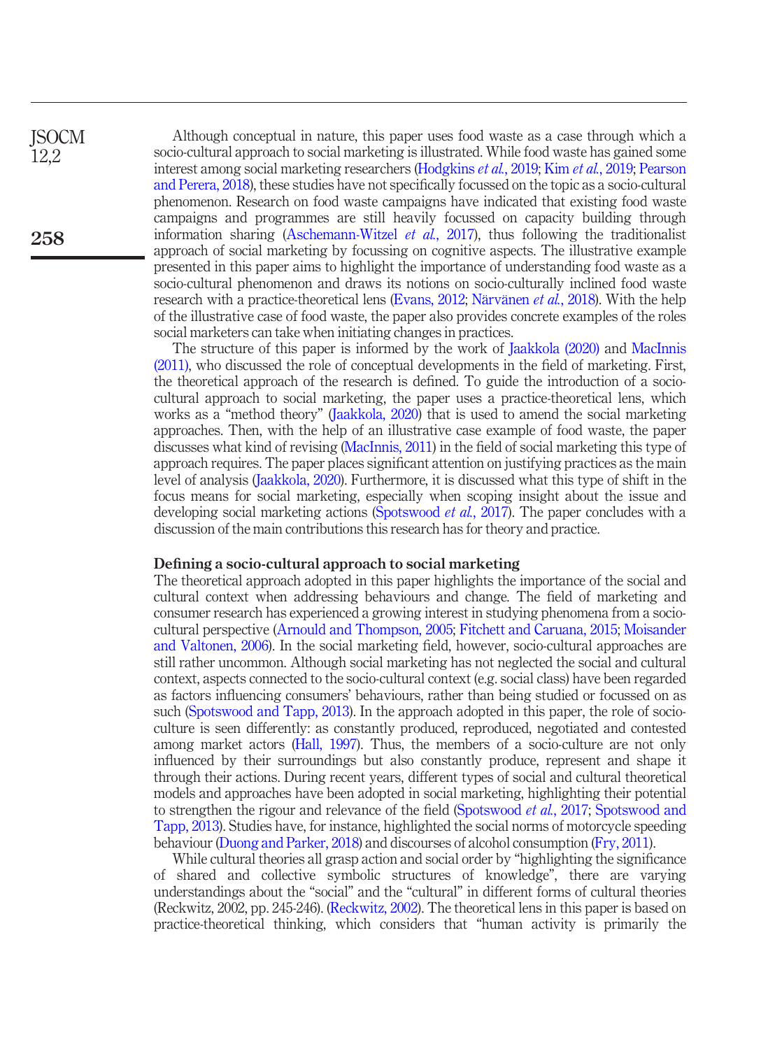Although conceptual in nature, this paper uses food waste as a case through which a socio-cultural approach to social marketing is illustrated. While food waste has gained some interest among social marketing researchers (Hodgkins *et al.*, 2019; Kim *et al.*, 2019; Pearson and Perera, 2018), these studies have not specifically focussed on the topic as a socio-cultural phenomenon. Research on food waste campaigns have indicated that existing food waste campaigns and programmes are still heavily focussed on capacity building through information sharing (Aschemann-Witzel *et al.*, 2017), thus following the traditionalist approach of social marketing by focussing on cognitive aspects. The illustrative example presented in this paper aims to highlight the importance of understanding food waste as a socio-cultural phenomenon and draws its notions on socio-culturally inclined food waste research with a practice-theoretical lens (Evans, 2012; Närvänen *et al.*, 2018). With the help of the illustrative case of food waste, the paper also provides concrete examples of the roles social marketers can take when initiating changes in practices.

The structure of this paper is informed by the work of Jaakkola (2020) and MacInnis (2011), who discussed the role of conceptual developments in the field of marketing. First, the theoretical approach of the research is defined. To guide the introduction of a socio-cultural approach to social marketing, the paper uses a practice-theoretical lens, which works as a "method theory" (Jaakkola, 2020) that is used to amend the social marketing approaches. Then, with the help of an illustrative case example of food waste, the paper discusses what kind of revising (MacInnis, 2011) in the field of social marketing this type of approach requires. The paper places significant attention on justifying practices as the main level of analysis (Jaakkola, 2020). Furthermore, it is discussed what this type of shift in the focus means for social marketing, especially when scoping insight about the issue and developing social marketing actions (Spotswood *et al.*, 2017). The paper concludes with a discussion of the main contributions this research has for theory and practice.

## Defining a socio-cultural approach to social marketing

The theoretical approach adopted in this paper highlights the importance of the social and cultural context when addressing behaviours and change. The field of marketing and consumer research has experienced a growing interest in studying phenomena from a socio-cultural perspective (Arnould and Thompson, 2005; Fitchett and Caruana, 2015; Moisander and Valtonen, 2006). In the social marketing field, however, socio-cultural approaches are still rather uncommon. Although social marketing has not neglected the social and cultural context, aspects connected to the socio-cultural context (e.g. social class) have been regarded as factors influencing consumers' behaviours, rather than being studied or focussed on as such (Spotswood and Tapp, 2013). In the approach adopted in this paper, the role of socio-culture is seen differently: as constantly produced, reproduced, negotiated and contested among market actors (Hall, 1997). Thus, the members of a socio-culture are not only influenced by their surroundings but also constantly produce, represent and shape it through their actions. During recent years, different types of social and cultural theoretical models and approaches have been adopted in social marketing, highlighting their potential to strengthen the rigour and relevance of the field (Spotswood *et al.*, 2017; Spotswood and Tapp, 2013). Studies have, for instance, highlighted the social norms of motorcycle speeding behaviour (Duong and Parker, 2018) and discourses of alcohol consumption (Fry, 2011).

While cultural theories all grasp action and social order by "highlighting the significance of shared and collective symbolic structures of knowledge", there are varying understandings about the "social" and the "cultural" in different forms of cultural theories (Reckwitz, 2002, pp. 245-246). (Reckwitz, 2002). The theoretical lens in this paper is based on practice-theoretical thinking, which considers that "human activity is primarily the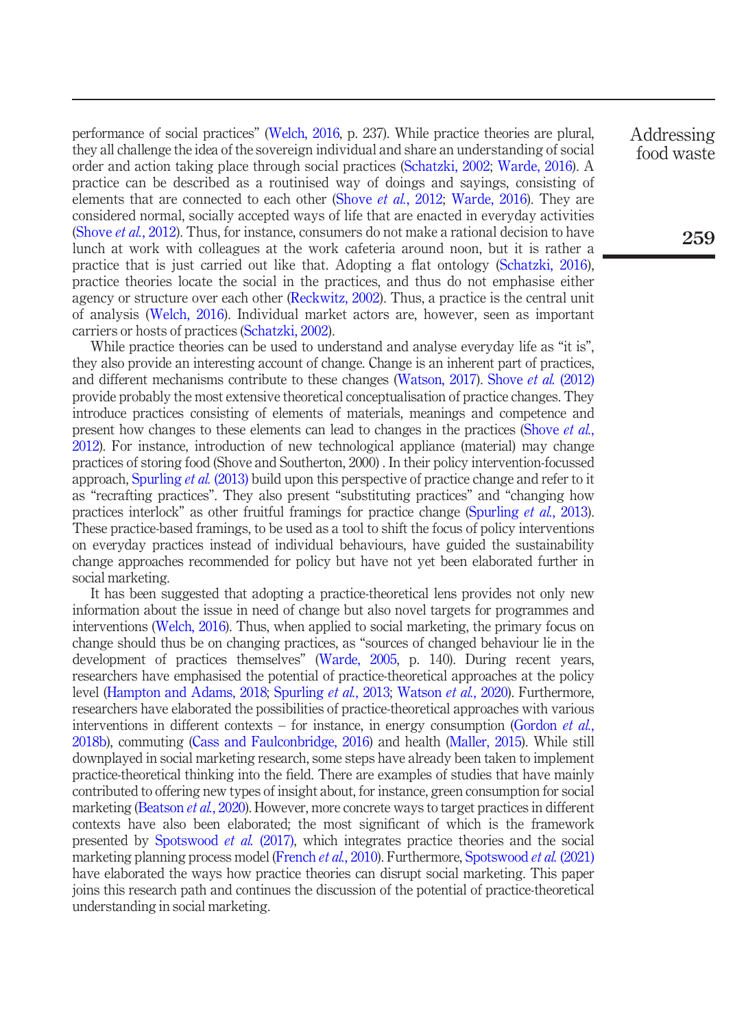performance of social practices" (Welch, 2016, p. 237). While practice theories are plural, they all challenge the idea of the sovereign individual and share an understanding of social order and action taking place through social practices (Schatzki, 2002; Warde, 2016). A practice can be described as a routinised way of doings and sayings, consisting of elements that are connected to each other (Shove *et al.*, 2012; Warde, 2016). They are considered normal, socially accepted ways of life that are enacted in everyday activities (Shove *et al.*, 2012). Thus, for instance, consumers do not make a rational decision to have lunch at work with colleagues at the work cafeteria around noon, but it is rather a practice that is just carried out like that. Adopting a flat ontology (Schatzki, 2016), practice theories locate the social in the practices, and thus do not emphasise either agency or structure over each other (Reckwitz, 2002). Thus, a practice is the central unit of analysis (Welch, 2016). Individual market actors are, however, seen as important carriers or hosts of practices (Schatzki, 2002).

While practice theories can be used to understand and analyse everyday life as "it is", they also provide an interesting account of change. Change is an inherent part of practices, and different mechanisms contribute to these changes (Watson, 2017). Shove *et al.* (2012) provide probably the most extensive theoretical conceptualisation of practice changes. They introduce practices consisting of elements of materials, meanings and competence and present how changes to these elements can lead to changes in the practices (Shove *et al.*, 2012). For instance, introduction of new technological appliance (material) may change practices of storing food (Shove and Southerton, 2000) . In their policy intervention-focussed approach, Spurling *et al.* (2013) build upon this perspective of practice change and refer to it as "recrafting practices". They also present "substituting practices" and "changing how practices interlock" as other fruitful framings for practice change (Spurling *et al.*, 2013). These practice-based framings, to be used as a tool to shift the focus of policy interventions on everyday practices instead of individual behaviours, have guided the sustainability change approaches recommended for policy but have not yet been elaborated further in social marketing.

It has been suggested that adopting a practice-theoretical lens provides not only new information about the issue in need of change but also novel targets for programmes and interventions (Welch, 2016). Thus, when applied to social marketing, the primary focus on change should thus be on changing practices, as "sources of changed behaviour lie in the development of practices themselves" (Warde, 2005, p. 140). During recent years, researchers have emphasised the potential of practice-theoretical approaches at the policy level (Hampton and Adams, 2018; Spurling *et al.*, 2013; Watson *et al.*, 2020). Furthermore, researchers have elaborated the possibilities of practice-theoretical approaches with various interventions in different contexts – for instance, in energy consumption (Gordon *et al.*, 2018b), commuting (Cass and Faulconbridge, 2016) and health (Maller, 2015). While still downplayed in social marketing research, some steps have already been taken to implement practice-theoretical thinking into the field. There are examples of studies that have mainly contributed to offering new types of insight about, for instance, green consumption for social marketing (Beatson *et al.*, 2020). However, more concrete ways to target practices in different contexts have also been elaborated; the most significant of which is the framework presented by Spotswood *et al.* (2017), which integrates practice theories and the social marketing planning process model (French *et al.*, 2010). Furthermore, Spotswood *et al.* (2021) have elaborated the ways how practice theories can disrupt social marketing. This paper joins this research path and continues the discussion of the potential of practice-theoretical understanding in social marketing.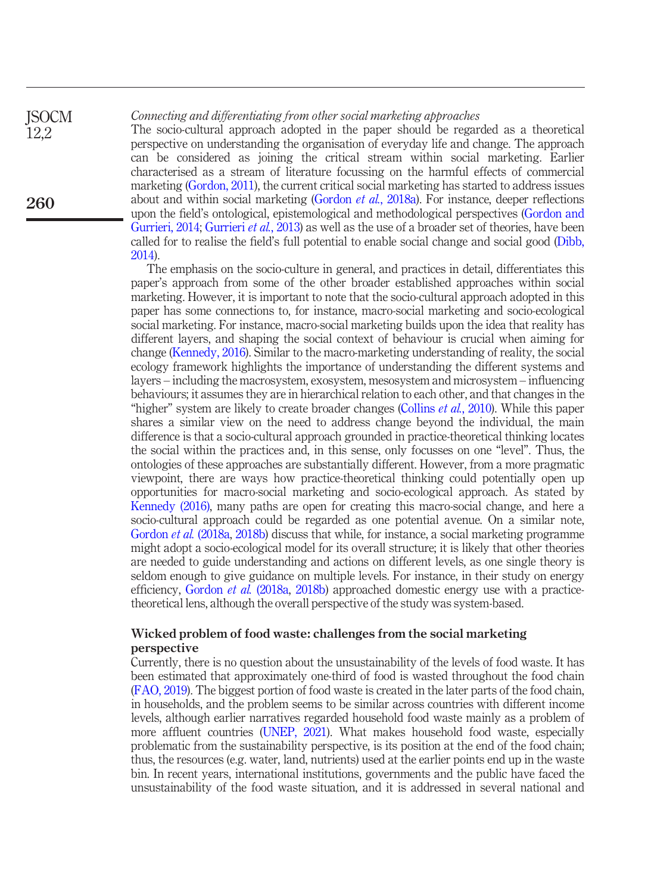*Connecting and differentiating from other social marketing approaches*

The socio-cultural approach adopted in the paper should be regarded as a theoretical perspective on understanding the organisation of everyday life and change. The approach can be considered as joining the critical stream within social marketing. Earlier characterised as a stream of literature focussing on the harmful effects of commercial marketing (Gordon, 2011), the current critical social marketing has started to address issues about and within social marketing (Gordon *et al.*, 2018a). For instance, deeper reflections upon the field's ontological, epistemological and methodological perspectives (Gordon and Gurrieri, 2014; Gurrieri *et al.*, 2013) as well as the use of a broader set of theories, have been called for to realise the field's full potential to enable social change and social good (Dibb, 2014).

The emphasis on the socio-culture in general, and practices in detail, differentiates this paper's approach from some of the other broader established approaches within social marketing. However, it is important to note that the socio-cultural approach adopted in this paper has some connections to, for instance, macro-social marketing and socio-ecological social marketing. For instance, macro-social marketing builds upon the idea that reality has different layers, and shaping the social context of behaviour is crucial when aiming for change (Kennedy, 2016). Similar to the macro-marketing understanding of reality, the social ecology framework highlights the importance of understanding the different systems and layers – including the macrosystem, exosystem, mesosystem and microsystem – influencing behaviours; it assumes they are in hierarchical relation to each other, and that changes in the "higher" system are likely to create broader changes (Collins *et al.*, 2010). While this paper shares a similar view on the need to address change beyond the individual, the main difference is that a socio-cultural approach grounded in practice-theoretical thinking locates the social within the practices and, in this sense, only focusses on one "level". Thus, the ontologies of these approaches are substantially different. However, from a more pragmatic viewpoint, there are ways how practice-theoretical thinking could potentially open up opportunities for macro-social marketing and socio-ecological approach. As stated by Kennedy (2016), many paths are open for creating this macro-social change, and here a socio-cultural approach could be regarded as one potential avenue. On a similar note, Gordon *et al.* (2018a, 2018b) discuss that while, for instance, a social marketing programme might adopt a socio-ecological model for its overall structure; it is likely that other theories are needed to guide understanding and actions on different levels, as one single theory is seldom enough to give guidance on multiple levels. For instance, in their study on energy efficiency, Gordon *et al.* (2018a, 2018b) approached domestic energy use with a practice-theoretical lens, although the overall perspective of the study was system-based.

## Wicked problem of food waste: challenges from the social marketing perspective

Currently, there is no question about the unsustainability of the levels of food waste. It has been estimated that approximately one-third of food is wasted throughout the food chain (FAO, 2019). The biggest portion of food waste is created in the later parts of the food chain, in households, and the problem seems to be similar across countries with different income levels, although earlier narratives regarded household food waste mainly as a problem of more affluent countries (UNEP, 2021). What makes household food waste, especially problematic from the sustainability perspective, is its position at the end of the food chain; thus, the resources (e.g. water, land, nutrients) used at the earlier points end up in the waste bin. In recent years, international institutions, governments and the public have faced the unsustainability of the food waste situation, and it is addressed in several national and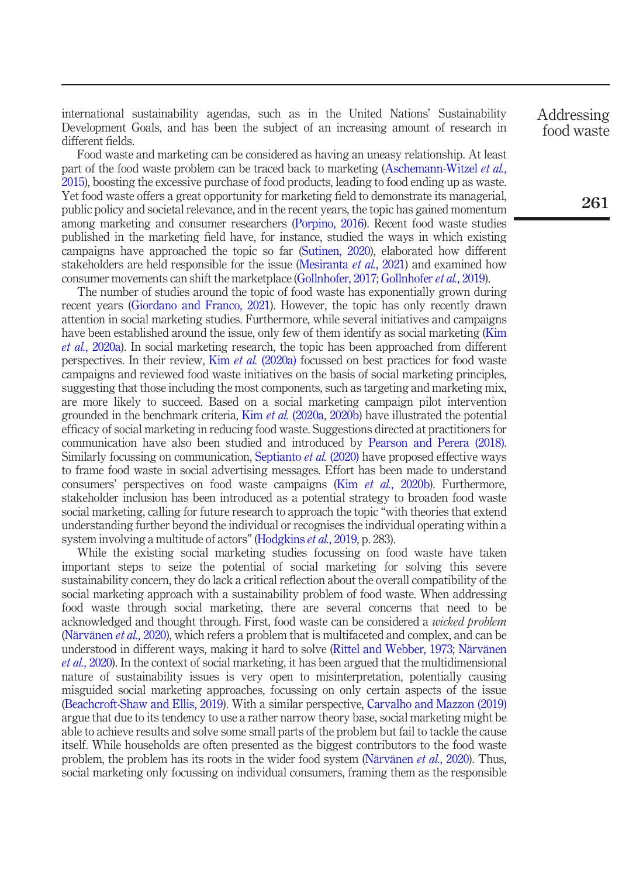international sustainability agendas, such as in the United Nations' Sustainability Development Goals, and has been the subject of an increasing amount of research in different fields.

Food waste and marketing can be considered as having an uneasy relationship. At least part of the food waste problem can be traced back to marketing (Aschemann-Witzel *et al.*, 2015), boosting the excessive purchase of food products, leading to food ending up as waste. Yet food waste offers a great opportunity for marketing field to demonstrate its managerial, public policy and societal relevance, and in the recent years, the topic has gained momentum among marketing and consumer researchers (Porpino, 2016). Recent food waste studies published in the marketing field have, for instance, studied the ways in which existing campaigns have approached the topic so far (Sutinen, 2020), elaborated how different stakeholders are held responsible for the issue (Mesiranta *et al.*, 2021) and examined how consumer movements can shift the marketplace (Gollnhofer, 2017; Gollnhofer *et al.*, 2019).

The number of studies around the topic of food waste has exponentially grown during recent years (Giordano and Franco, 2021). However, the topic has only recently drawn attention in social marketing studies. Furthermore, while several initiatives and campaigns have been established around the issue, only few of them identify as social marketing (Kim *et al.*, 2020a). In social marketing research, the topic has been approached from different perspectives. In their review, Kim *et al.* (2020a) focussed on best practices for food waste campaigns and reviewed food waste initiatives on the basis of social marketing principles, suggesting that those including the most components, such as targeting and marketing mix, are more likely to succeed. Based on a social marketing campaign pilot intervention grounded in the benchmark criteria, Kim *et al.* (2020a, 2020b) have illustrated the potential efficacy of social marketing in reducing food waste. Suggestions directed at practitioners for communication have also been studied and introduced by Pearson and Perera (2018). Similarly focussing on communication, Septianto *et al.* (2020) have proposed effective ways to frame food waste in social advertising messages. Effort has been made to understand consumers' perspectives on food waste campaigns (Kim *et al.*, 2020b). Furthermore, stakeholder inclusion has been introduced as a potential strategy to broaden food waste social marketing, calling for future research to approach the topic "with theories that extend understanding further beyond the individual or recognises the individual operating within a system involving a multitude of actors" (Hodgkins *et al.*, 2019, p. 283).

While the existing social marketing studies focussing on food waste have taken important steps to seize the potential of social marketing for solving this severe sustainability concern, they do lack a critical reflection about the overall compatibility of the social marketing approach with a sustainability problem of food waste. When addressing food waste through social marketing, there are several concerns that need to be acknowledged and thought through. First, food waste can be considered a *wicked problem* (Närvänen *et al.*, 2020), which refers a problem that is multifaceted and complex, and can be understood in different ways, making it hard to solve (Rittel and Webber, 1973; Närvänen *et al.*, 2020). In the context of social marketing, it has been argued that the multidimensional nature of sustainability issues is very open to misinterpretation, potentially causing misguided social marketing approaches, focussing on only certain aspects of the issue (Beachcroft-Shaw and Ellis, 2019). With a similar perspective, Carvalho and Mazzon (2019) argue that due to its tendency to use a rather narrow theory base, social marketing might be able to achieve results and solve some small parts of the problem but fail to tackle the cause itself. While households are often presented as the biggest contributors to the food waste problem, the problem has its roots in the wider food system (Närvänen *et al.*, 2020). Thus, social marketing only focussing on individual consumers, framing them as the responsible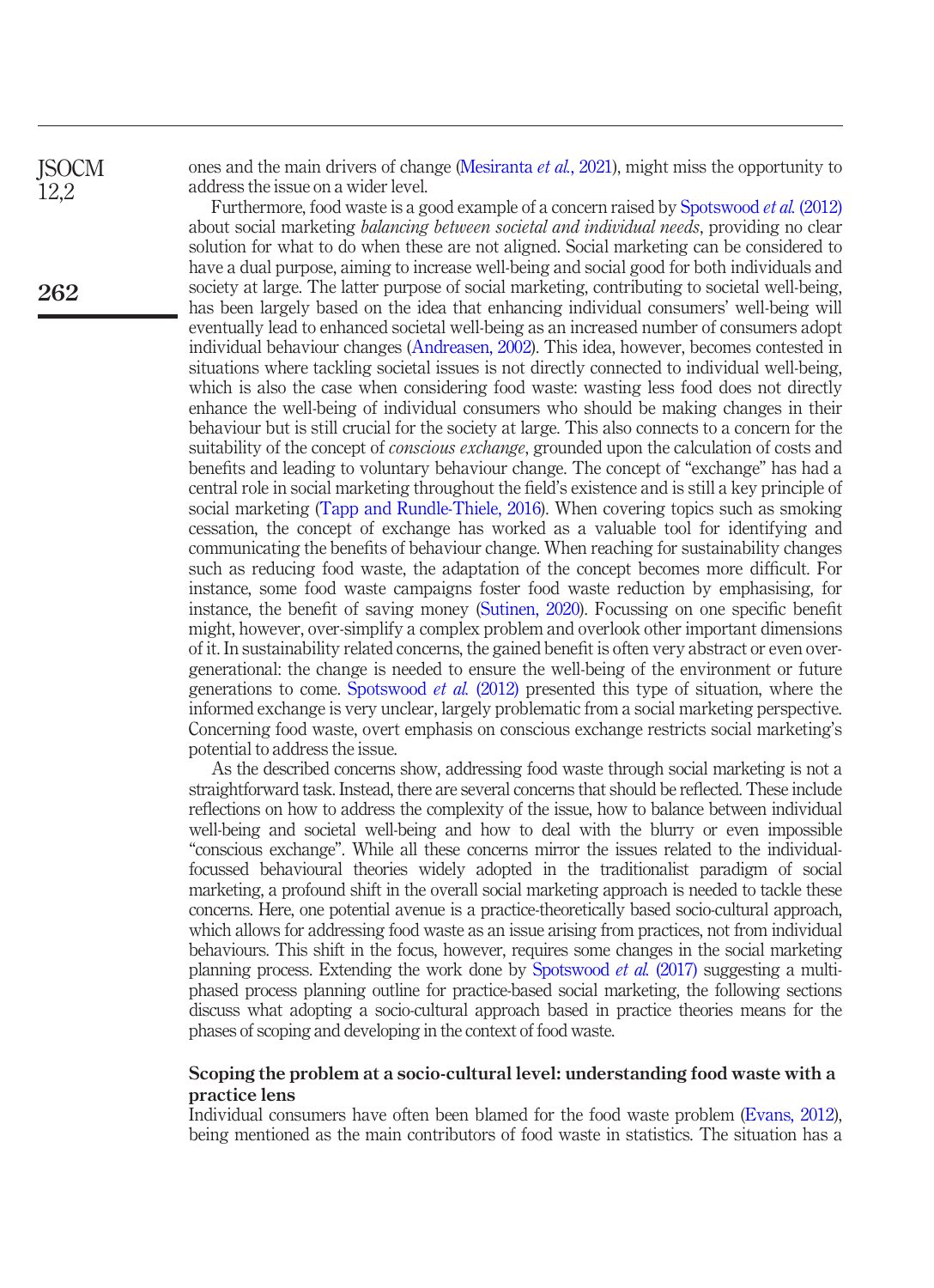ones and the main drivers of change (Mesiranta *et al.*, 2021), might miss the opportunity to address the issue on a wider level.

Furthermore, food waste is a good example of a concern raised by Spotswood *et al.* (2012) about social marketing *balancing between societal and individual needs*, providing no clear solution for what to do when these are not aligned. Social marketing can be considered to have a dual purpose, aiming to increase well-being and social good for both individuals and society at large. The latter purpose of social marketing, contributing to societal well-being, has been largely based on the idea that enhancing individual consumers' well-being will eventually lead to enhanced societal well-being as an increased number of consumers adopt individual behaviour changes (Andreasen, 2002). This idea, however, becomes contested in situations where tackling societal issues is not directly connected to individual well-being, which is also the case when considering food waste: wasting less food does not directly enhance the well-being of individual consumers who should be making changes in their behaviour but is still crucial for the society at large. This also connects to a concern for the suitability of the concept of *conscious exchange*, grounded upon the calculation of costs and benefits and leading to voluntary behaviour change. The concept of "exchange" has had a central role in social marketing throughout the field's existence and is still a key principle of social marketing (Tapp and Rundle-Thiele, 2016). When covering topics such as smoking cessation, the concept of exchange has worked as a valuable tool for identifying and communicating the benefits of behaviour change. When reaching for sustainability changes such as reducing food waste, the adaptation of the concept becomes more difficult. For instance, some food waste campaigns foster food waste reduction by emphasising, for instance, the benefit of saving money (Sutinen, 2020). Focussing on one specific benefit might, however, over-simplify a complex problem and overlook other important dimensions of it. In sustainability related concerns, the gained benefit is often very abstract or even over-generational: the change is needed to ensure the well-being of the environment or future generations to come. Spotswood *et al.* (2012) presented this type of situation, where the informed exchange is very unclear, largely problematic from a social marketing perspective. Concerning food waste, overt emphasis on conscious exchange restricts social marketing's potential to address the issue.

As the described concerns show, addressing food waste through social marketing is not a straightforward task. Instead, there are several concerns that should be reflected. These include reflections on how to address the complexity of the issue, how to balance between individual well-being and societal well-being and how to deal with the blurry or even impossible "conscious exchange". While all these concerns mirror the issues related to the individual-focussed behavioural theories widely adopted in the traditionalist paradigm of social marketing, a profound shift in the overall social marketing approach is needed to tackle these concerns. Here, one potential avenue is a practice-theoretically based socio-cultural approach, which allows for addressing food waste as an issue arising from practices, not from individual behaviours. This shift in the focus, however, requires some changes in the social marketing planning process. Extending the work done by Spotswood *et al.* (2017) suggesting a multi-phased process planning outline for practice-based social marketing, the following sections discuss what adopting a socio-cultural approach based in practice theories means for the phases of scoping and developing in the context of food waste.

## Scoping the problem at a socio-cultural level: understanding food waste with a practice lens

Individual consumers have often been blamed for the food waste problem (Evans, 2012), being mentioned as the main contributors of food waste in statistics. The situation has a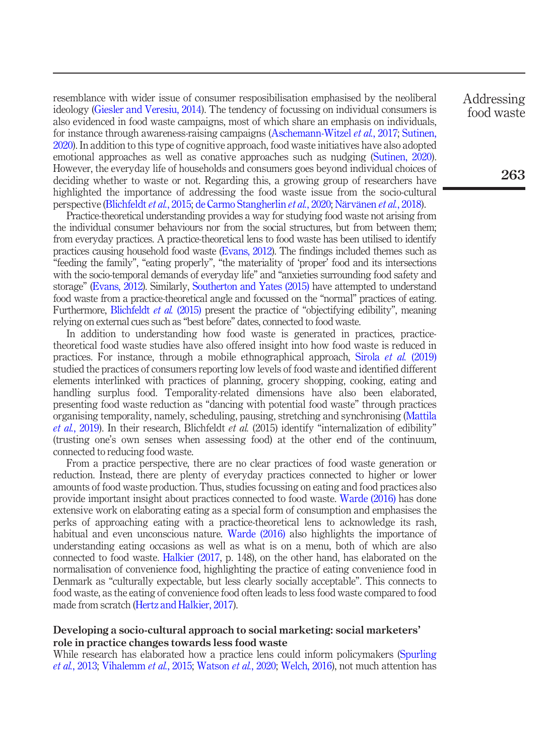resemblance with wider issue of consumer resposibilisation emphasised by the neoliberal ideology (Giesler and Veresiu, 2014). The tendency of focussing on individual consumers is also evidenced in food waste campaigns, most of which share an emphasis on individuals, for instance through awareness-raising campaigns (Aschemann-Witzel *et al.*, 2017; Sutinen, 2020). In addition to this type of cognitive approach, food waste initiatives have also adopted emotional approaches as well as conative approaches such as nudging (Sutinen, 2020). However, the everyday life of households and consumers goes beyond individual choices of deciding whether to waste or not. Regarding this, a growing group of researchers have highlighted the importance of addressing the food waste issue from the socio-cultural perspective (Blichfeldt *et al.*, 2015; de Carmo Stangherlin *et al.*, 2020; Närvänen *et al.*, 2018).

Practice-theoretical understanding provides a way for studying food waste not arising from the individual consumer behaviours nor from the social structures, but from between them; from everyday practices. A practice-theoretical lens to food waste has been utilised to identify practices causing household food waste (Evans, 2012). The findings included themes such as "feeding the family", "eating properly", "the materiality of 'proper' food and its intersections with the socio-temporal demands of everyday life" and "anxieties surrounding food safety and storage" (Evans, 2012). Similarly, Southerton and Yates (2015) have attempted to understand food waste from a practice-theoretical angle and focussed on the "normal" practices of eating. Furthermore, Blichfeldt *et al.* (2015) present the practice of "objectifying edibility", meaning relying on external cues such as "best before" dates, connected to food waste.

In addition to understanding how food waste is generated in practices, practice-theoretical food waste studies have also offered insight into how food waste is reduced in practices. For instance, through a mobile ethnographical approach, Sirola *et al.* (2019) studied the practices of consumers reporting low levels of food waste and identified different elements interlinked with practices of planning, grocery shopping, cooking, eating and handling surplus food. Temporality-related dimensions have also been elaborated, presenting food waste reduction as "dancing with potential food waste" through practices organising temporality, namely, scheduling, pausing, stretching and synchronising (Mattila *et al.*, 2019). In their research, Blichfeldt *et al.* (2015) identify "internalization of edibility" (trusting one's own senses when assessing food) at the other end of the continuum, connected to reducing food waste.

From a practice perspective, there are no clear practices of food waste generation or reduction. Instead, there are plenty of everyday practices connected to higher or lower amounts of food waste production. Thus, studies focussing on eating and food practices also provide important insight about practices connected to food waste. Warde (2016) has done extensive work on elaborating eating as a special form of consumption and emphasises the perks of approaching eating with a practice-theoretical lens to acknowledge its rash, habitual and even unconscious nature. Warde (2016) also highlights the importance of understanding eating occasions as well as what is on a menu, both of which are also connected to food waste. Halkier (2017, p. 148), on the other hand, has elaborated on the normalisation of convenience food, highlighting the practice of eating convenience food in Denmark as "culturally expectable, but less clearly socially acceptable". This connects to food waste, as the eating of convenience food often leads to less food waste compared to food made from scratch (Hertz and Halkier, 2017).

### Developing a socio-cultural approach to social marketing: social marketers' role in practice changes towards less food waste

While research has elaborated how a practice lens could inform policymakers (Spurling *et al.*, 2013; Vihalemm *et al.*, 2015; Watson *et al.*, 2020; Welch, 2016), not much attention has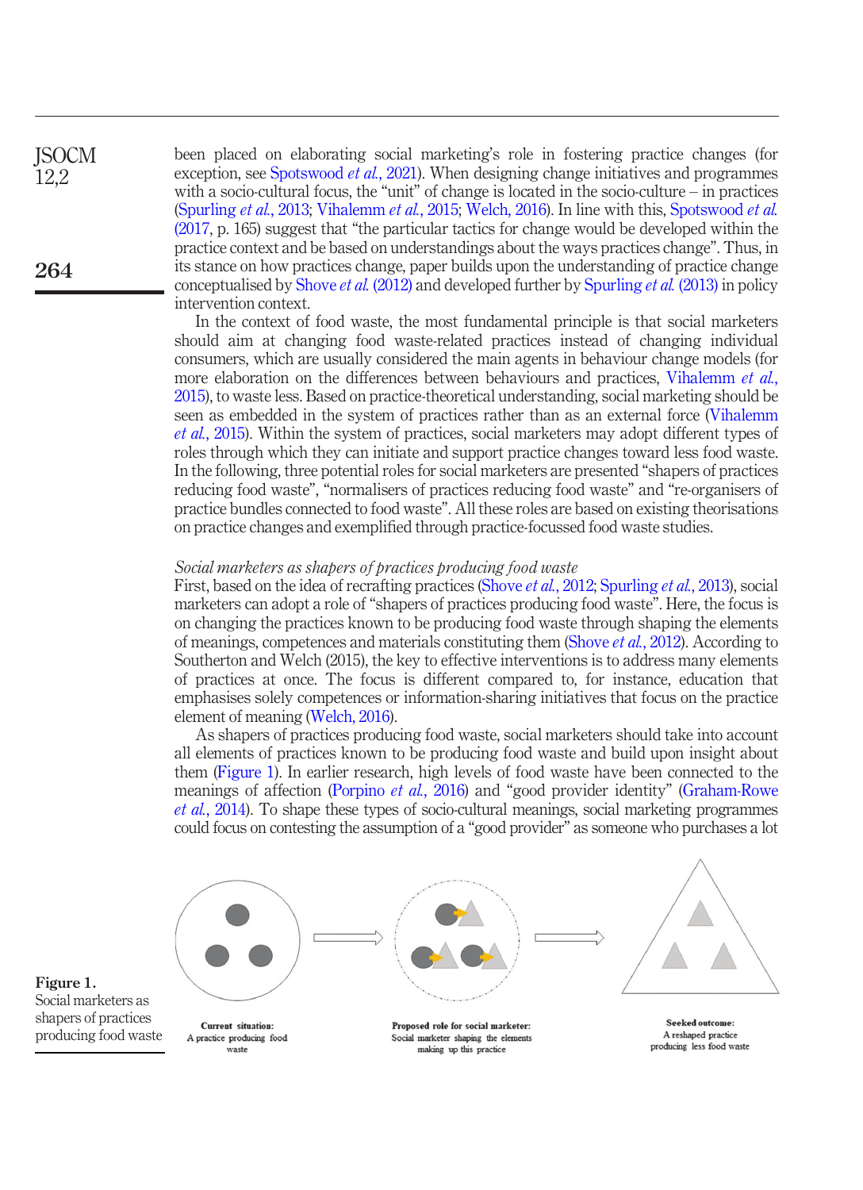been placed on elaborating social marketing's role in fostering practice changes (for exception, see Spotswood et al., 2021). When designing change initiatives and programmes with a socio-cultural focus, the "unit" of change is located in the socio-culture – in practices (Spurling et al., 2013; Vihalemm et al., 2015; Welch, 2016). In line with this, Spotswood et al. (2017, p. 165) suggest that "the particular tactics for change would be developed within the practice context and be based on understandings about the ways practices change". Thus, in its stance on how practices change, paper builds upon the understanding of practice change conceptualised by Shove et al. (2012) and developed further by Spurling et al. (2013) in policy intervention context.

In the context of food waste, the most fundamental principle is that social marketers should aim at changing food waste-related practices instead of changing individual consumers, which are usually considered the main agents in behaviour change models (for more elaboration on the differences between behaviours and practices, Vihalemm et al., 2015), to waste less. Based on practice-theoretical understanding, social marketing should be seen as embedded in the system of practices rather than as an external force (Vihalemm et al., 2015). Within the system of practices, social marketers may adopt different types of roles through which they can initiate and support practice changes toward less food waste. In the following, three potential roles for social marketers are presented "shapers of practices reducing food waste", "normalisers of practices reducing food waste" and "re-organisers of practice bundles connected to food waste". All these roles are based on existing theorisations on practice changes and exemplified through practice-focussed food waste studies.

*Social marketers as shapers of practices producing food waste*

First, based on the idea of recrafting practices (Shove et al., 2012; Spurling et al., 2013), social marketers can adopt a role of "shapers of practices producing food waste". Here, the focus is on changing the practices known to be producing food waste through shaping the elements of meanings, competences and materials constituting them (Shove et al., 2012). According to Southerton and Welch (2015), the key to effective interventions is to address many elements of practices at once. The focus is different compared to, for instance, education that emphasises solely competences or information-sharing initiatives that focus on the practice element of meaning (Welch, 2016).

As shapers of practices producing food waste, social marketers should take into account all elements of practices known to be producing food waste and build upon insight about them (Figure 1). In earlier research, high levels of food waste have been connected to the meanings of affection (Porpino et al., 2016) and "good provider identity" (Graham-Rowe et al., 2014). To shape these types of socio-cultural meanings, social marketing programmes could focus on contesting the assumption of a "good provider" as someone who purchases a lot

**Current situation:** A practice producing food waste

**Proposed role for social marketer:** Social marketer shaping the elements making up this practice

**Seeked outcome:** A reshaped practice producing less food waste

**Figure 1.** Social marketers as shapers of practices producing food waste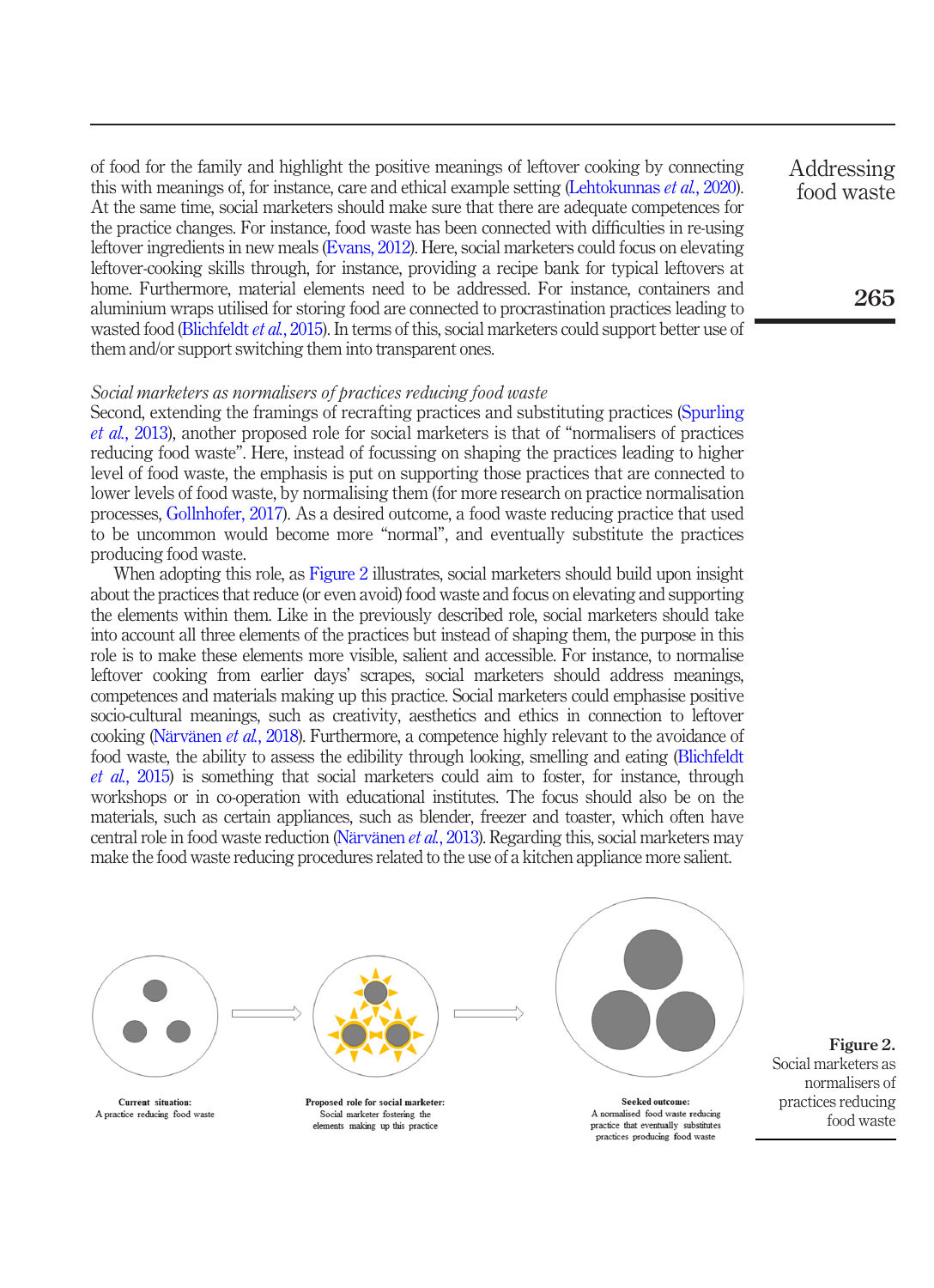of food for the family and highlight the positive meanings of leftover cooking by connecting this with meanings of, for instance, care and ethical example setting (Lehtokunnas *et al.*, 2020). At the same time, social marketers should make sure that there are adequate competences for the practice changes. For instance, food waste has been connected with difficulties in re-using leftover ingredients in new meals (Evans, 2012). Here, social marketers could focus on elevating leftover-cooking skills through, for instance, providing a recipe bank for typical leftovers at home. Furthermore, material elements need to be addressed. For instance, containers and aluminium wraps utilised for storing food are connected to procrastination practices leading to wasted food (Blichfeldt *et al.*, 2015). In terms of this, social marketers could support better use of them and/or support switching them into transparent ones.

*Social marketers as normalisers of practices reducing food waste*

Second, extending the framings of recrafting practices and substituting practices (Spurling *et al.*, 2013), another proposed role for social marketers is that of "normalisers of practices reducing food waste". Here, instead of focussing on shaping the practices leading to higher level of food waste, the emphasis is put on supporting those practices that are connected to lower levels of food waste, by normalising them (for more research on practice normalisation processes, Gollnhofer, 2017). As a desired outcome, a food waste reducing practice that used to be uncommon would become more "normal", and eventually substitute the practices producing food waste.

When adopting this role, as Figure 2 illustrates, social marketers should build upon insight about the practices that reduce (or even avoid) food waste and focus on elevating and supporting the elements within them. Like in the previously described role, social marketers should take into account all three elements of the practices but instead of shaping them, the purpose in this role is to make these elements more visible, salient and accessible. For instance, to normalise leftover cooking from earlier days' scrapes, social marketers should address meanings, competences and materials making up this practice. Social marketers could emphasise positive socio-cultural meanings, such as creativity, aesthetics and ethics in connection to leftover cooking (Närvänen *et al.*, 2018). Furthermore, a competence highly relevant to the avoidance of food waste, the ability to assess the edibility through looking, smelling and eating (Blichfeldt *et al.*, 2015) is something that social marketers could aim to foster, for instance, through workshops or in co-operation with educational institutes. The focus should also be on the materials, such as certain appliances, such as blender, freezer and toaster, which often have central role in food waste reduction (Närvänen *et al.*, 2013). Regarding this, social marketers may make the food waste reducing procedures related to the use of a kitchen appliance more salient.

**Current situation:** A practice reducing food waste

**Proposed role for social marketer:** Social marketer fostering the elements making up this practice

**Seeked outcome:** A normalised food waste reducing practice that eventually substitutes practices producing food waste

**Figure 2.** Social marketers as normalisers of practices reducing food waste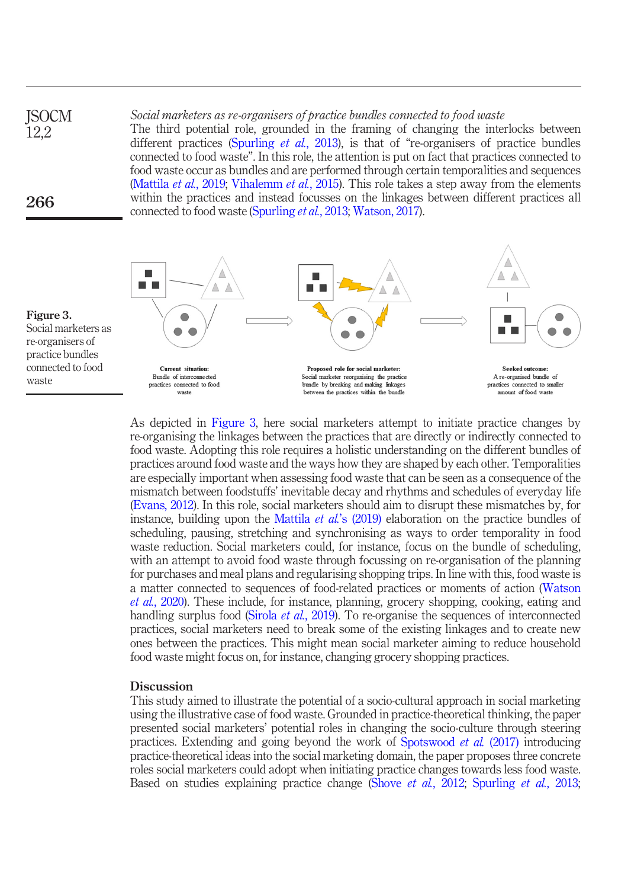*Social marketers as re-organisers of practice bundles connected to food waste*

The third potential role, grounded in the framing of changing the interlocks between different practices (Spurling *et al.*, 2013), is that of "re-organisers of practice bundles connected to food waste". In this role, the attention is put on fact that practices connected to food waste occur as bundles and are performed through certain temporalities and sequences (Mattila *et al.*, 2019; Vihalemm *et al.*, 2015). This role takes a step away from the elements within the practices and instead focusses on the linkages between different practices all connected to food waste (Spurling *et al.*, 2013; Watson, 2017).

**Current situation:** Bundle of interconnected practices connected to food waste

**Proposed role for social marketer:** Social marketer reorganising the practice bundle by breaking and making linkages between the practices within the bundle

**Seeked outcome:** A re-organised bundle of practices connected to smaller amount of food waste

**Figure 3.** Social marketers as re-organisers of practice bundles connected to food waste

As depicted in Figure 3, here social marketers attempt to initiate practice changes by re-organising the linkages between the practices that are directly or indirectly connected to food waste. Adopting this role requires a holistic understanding on the different bundles of practices around food waste and the ways how they are shaped by each other. Temporalities are especially important when assessing food waste that can be seen as a consequence of the mismatch between foodstuffs' inevitable decay and rhythms and schedules of everyday life (Evans, 2012). In this role, social marketers should aim to disrupt these mismatches by, for instance, building upon the Mattila *et al.*'s (2019) elaboration on the practice bundles of scheduling, pausing, stretching and synchronising as ways to order temporality in food waste reduction. Social marketers could, for instance, focus on the bundle of scheduling, with an attempt to avoid food waste through focussing on re-organisation of the planning for purchases and meal plans and regularising shopping trips. In line with this, food waste is a matter connected to sequences of food-related practices or moments of action (Watson *et al.*, 2020). These include, for instance, planning, grocery shopping, cooking, eating and handling surplus food (Sirola *et al.*, 2019). To re-organise the sequences of interconnected practices, social marketers need to break some of the existing linkages and to create new ones between the practices. This might mean social marketer aiming to reduce household food waste might focus on, for instance, changing grocery shopping practices.

## Discussion

This study aimed to illustrate the potential of a socio-cultural approach in social marketing using the illustrative case of food waste. Grounded in practice-theoretical thinking, the paper presented social marketers' potential roles in changing the socio-culture through steering practices. Extending and going beyond the work of Spotswood *et al.* (2017) introducing practice-theoretical ideas into the social marketing domain, the paper proposes three concrete roles social marketers could adopt when initiating practice changes towards less food waste. Based on studies explaining practice change (Shove *et al.*, 2012; Spurling *et al.*, 2013;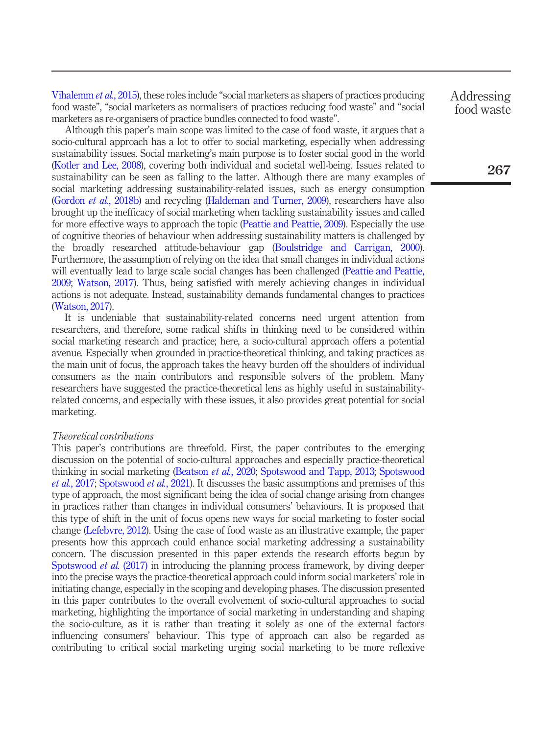Vihalemm *et al.*, 2015), these roles include "social marketers as shapers of practices producing food waste", "social marketers as normalisers of practices reducing food waste" and "social marketers as re-organisers of practice bundles connected to food waste".

Although this paper's main scope was limited to the case of food waste, it argues that a socio-cultural approach has a lot to offer to social marketing, especially when addressing sustainability issues. Social marketing's main purpose is to foster social good in the world (Kotler and Lee, 2008), covering both individual and societal well-being. Issues related to sustainability can be seen as falling to the latter. Although there are many examples of social marketing addressing sustainability-related issues, such as energy consumption (Gordon *et al.*, 2018b) and recycling (Haldeman and Turner, 2009), researchers have also brought up the inefficacy of social marketing when tackling sustainability issues and called for more effective ways to approach the topic (Peattie and Peattie, 2009). Especially the use of cognitive theories of behaviour when addressing sustainability matters is challenged by the broadly researched attitude-behaviour gap (Boulstridge and Carrigan, 2000). Furthermore, the assumption of relying on the idea that small changes in individual actions will eventually lead to large scale social changes has been challenged (Peattie and Peattie, 2009; Watson, 2017). Thus, being satisfied with merely achieving changes in individual actions is not adequate. Instead, sustainability demands fundamental changes to practices (Watson, 2017).

It is undeniable that sustainability-related concerns need urgent attention from researchers, and therefore, some radical shifts in thinking need to be considered within social marketing research and practice; here, a socio-cultural approach offers a potential avenue. Especially when grounded in practice-theoretical thinking, and taking practices as the main unit of focus, the approach takes the heavy burden off the shoulders of individual consumers as the main contributors and responsible solvers of the problem. Many researchers have suggested the practice-theoretical lens as highly useful in sustainability-related concerns, and especially with these issues, it also provides great potential for social marketing.

### *Theoretical contributions*

This paper's contributions are threefold. First, the paper contributes to the emerging discussion on the potential of socio-cultural approaches and especially practice-theoretical thinking in social marketing (Beatson *et al.*, 2020; Spotswood and Tapp, 2013; Spotswood *et al.*, 2017; Spotswood *et al.*, 2021). It discusses the basic assumptions and premises of this type of approach, the most significant being the idea of social change arising from changes in practices rather than changes in individual consumers' behaviours. It is proposed that this type of shift in the unit of focus opens new ways for social marketing to foster social change (Lefebvre, 2012). Using the case of food waste as an illustrative example, the paper presents how this approach could enhance social marketing addressing a sustainability concern. The discussion presented in this paper extends the research efforts begun by Spotswood *et al.* (2017) in introducing the planning process framework, by diving deeper into the precise ways the practice-theoretical approach could inform social marketers' role in initiating change, especially in the scoping and developing phases. The discussion presented in this paper contributes to the overall evolvement of socio-cultural approaches to social marketing, highlighting the importance of social marketing in understanding and shaping the socio-culture, as it is rather than treating it solely as one of the external factors influencing consumers' behaviour. This type of approach can also be regarded as contributing to critical social marketing urging social marketing to be more reflexive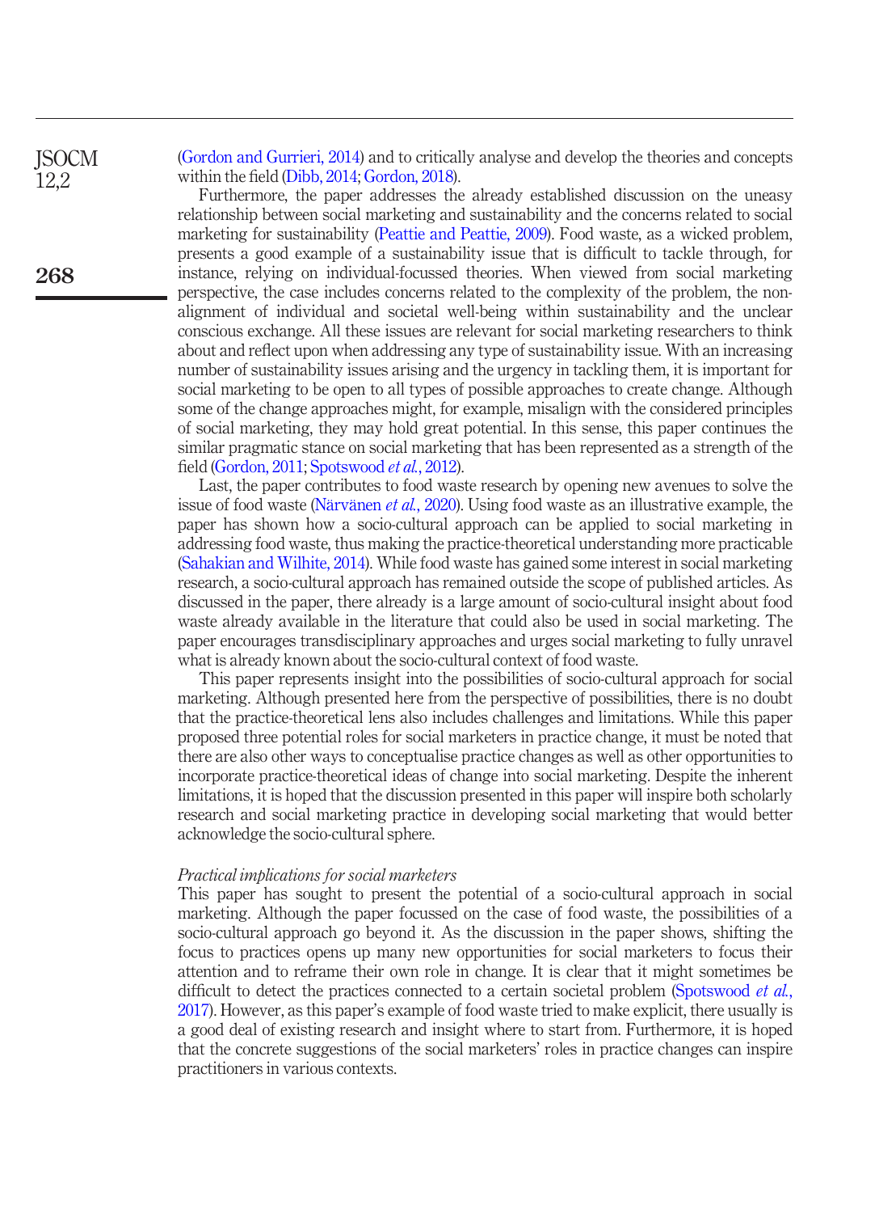(Gordon and Gurrieri, 2014) and to critically analyse and develop the theories and concepts within the field (Dibb, 2014; Gordon, 2018).

Furthermore, the paper addresses the already established discussion on the uneasy relationship between social marketing and sustainability and the concerns related to social marketing for sustainability (Peattie and Peattie, 2009). Food waste, as a wicked problem, presents a good example of a sustainability issue that is difficult to tackle through, for instance, relying on individual-focussed theories. When viewed from social marketing perspective, the case includes concerns related to the complexity of the problem, the non-alignment of individual and societal well-being within sustainability and the unclear conscious exchange. All these issues are relevant for social marketing researchers to think about and reflect upon when addressing any type of sustainability issue. With an increasing number of sustainability issues arising and the urgency in tackling them, it is important for social marketing to be open to all types of possible approaches to create change. Although some of the change approaches might, for example, misalign with the considered principles of social marketing, they may hold great potential. In this sense, this paper continues the similar pragmatic stance on social marketing that has been represented as a strength of the field (Gordon, 2011; Spotswood *et al.*, 2012).

Last, the paper contributes to food waste research by opening new avenues to solve the issue of food waste (Närvänen *et al.*, 2020). Using food waste as an illustrative example, the paper has shown how a socio-cultural approach can be applied to social marketing in addressing food waste, thus making the practice-theoretical understanding more practicable (Sahakian and Wilhite, 2014). While food waste has gained some interest in social marketing research, a socio-cultural approach has remained outside the scope of published articles. As discussed in the paper, there already is a large amount of socio-cultural insight about food waste already available in the literature that could also be used in social marketing. The paper encourages transdisciplinary approaches and urges social marketing to fully unravel what is already known about the socio-cultural context of food waste.

This paper represents insight into the possibilities of socio-cultural approach for social marketing. Although presented here from the perspective of possibilities, there is no doubt that the practice-theoretical lens also includes challenges and limitations. While this paper proposed three potential roles for social marketers in practice change, it must be noted that there are also other ways to conceptualise practice changes as well as other opportunities to incorporate practice-theoretical ideas of change into social marketing. Despite the inherent limitations, it is hoped that the discussion presented in this paper will inspire both scholarly research and social marketing practice in developing social marketing that would better acknowledge the socio-cultural sphere.

### *Practical implications for social marketers*

This paper has sought to present the potential of a socio-cultural approach in social marketing. Although the paper focussed on the case of food waste, the possibilities of a socio-cultural approach go beyond it. As the discussion in the paper shows, shifting the focus to practices opens up many new opportunities for social marketers to focus their attention and to reframe their own role in change. It is clear that it might sometimes be difficult to detect the practices connected to a certain societal problem (Spotswood *et al.*, 2017). However, as this paper's example of food waste tried to make explicit, there usually is a good deal of existing research and insight where to start from. Furthermore, it is hoped that the concrete suggestions of the social marketers' roles in practice changes can inspire practitioners in various contexts.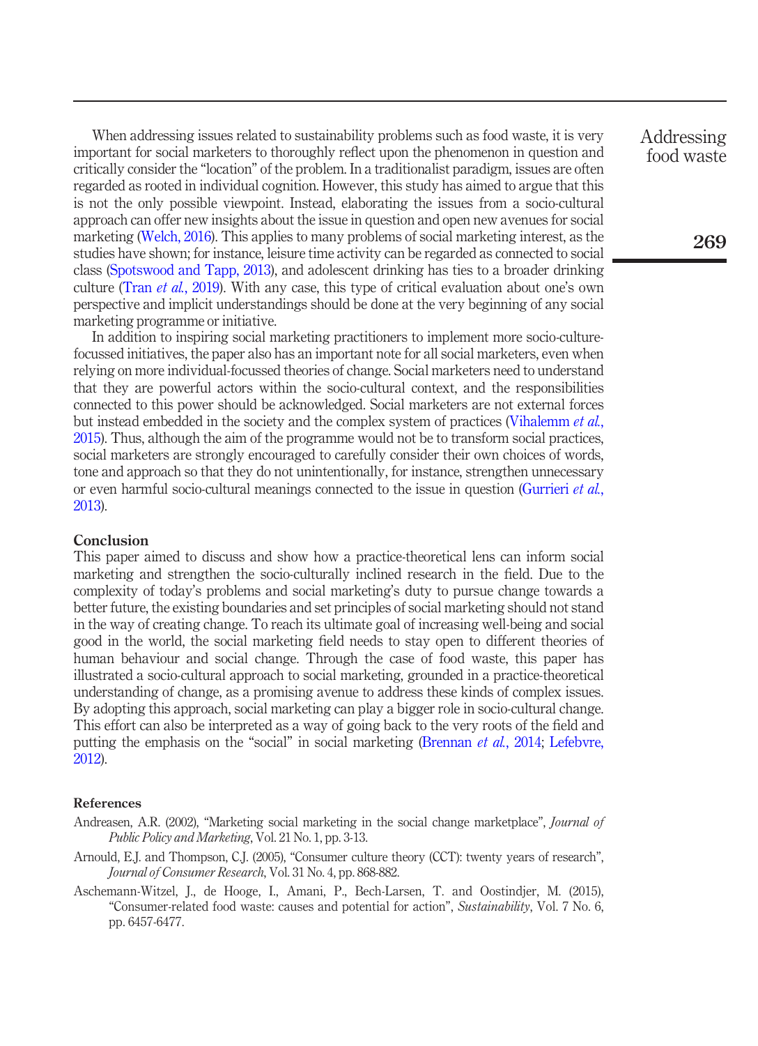When addressing issues related to sustainability problems such as food waste, it is very important for social marketers to thoroughly reflect upon the phenomenon in question and critically consider the "location" of the problem. In a traditionalist paradigm, issues are often regarded as rooted in individual cognition. However, this study has aimed to argue that this is not the only possible viewpoint. Instead, elaborating the issues from a socio-cultural approach can offer new insights about the issue in question and open new avenues for social marketing (Welch, 2016). This applies to many problems of social marketing interest, as the studies have shown; for instance, leisure time activity can be regarded as connected to social class (Spotswood and Tapp, 2013), and adolescent drinking has ties to a broader drinking culture (Tran *et al.*, 2019). With any case, this type of critical evaluation about one's own perspective and implicit understandings should be done at the very beginning of any social marketing programme or initiative.

In addition to inspiring social marketing practitioners to implement more socio-culture-focussed initiatives, the paper also has an important note for all social marketers, even when relying on more individual-focussed theories of change. Social marketers need to understand that they are powerful actors within the socio-cultural context, and the responsibilities connected to this power should be acknowledged. Social marketers are not external forces but instead embedded in the society and the complex system of practices (Vihalemm *et al.*, 2015). Thus, although the aim of the programme would not be to transform social practices, social marketers are strongly encouraged to carefully consider their own choices of words, tone and approach so that they do not unintentionally, for instance, strengthen unnecessary or even harmful socio-cultural meanings connected to the issue in question (Gurrieri *et al.*, 2013).

## Conclusion

This paper aimed to discuss and show how a practice-theoretical lens can inform social marketing and strengthen the socio-culturally inclined research in the field. Due to the complexity of today's problems and social marketing's duty to pursue change towards a better future, the existing boundaries and set principles of social marketing should not stand in the way of creating change. To reach its ultimate goal of increasing well-being and social good in the world, the social marketing field needs to stay open to different theories of human behaviour and social change. Through the case of food waste, this paper has illustrated a socio-cultural approach to social marketing, grounded in a practice-theoretical understanding of change, as a promising avenue to address these kinds of complex issues. By adopting this approach, social marketing can play a bigger role in socio-cultural change. This effort can also be interpreted as a way of going back to the very roots of the field and putting the emphasis on the "social" in social marketing (Brennan *et al.*, 2014; Lefebvre, 2012).

## References

Andreasen, A.R. (2002), "Marketing social marketing in the social change marketplace", *Journal of Public Policy and Marketing*, Vol. 21 No. 1, pp. 3-13.

Arnould, E.J. and Thompson, C.J. (2005), "Consumer culture theory (CCT): twenty years of research", *Journal of Consumer Research*, Vol. 31 No. 4, pp. 868-882.

Aschemann-Witzel, J., de Hooge, I., Amani, P., Bech-Larsen, T. and Oostindjer, M. (2015), "Consumer-related food waste: causes and potential for action", *Sustainability*, Vol. 7 No. 6, pp. 6457-6477.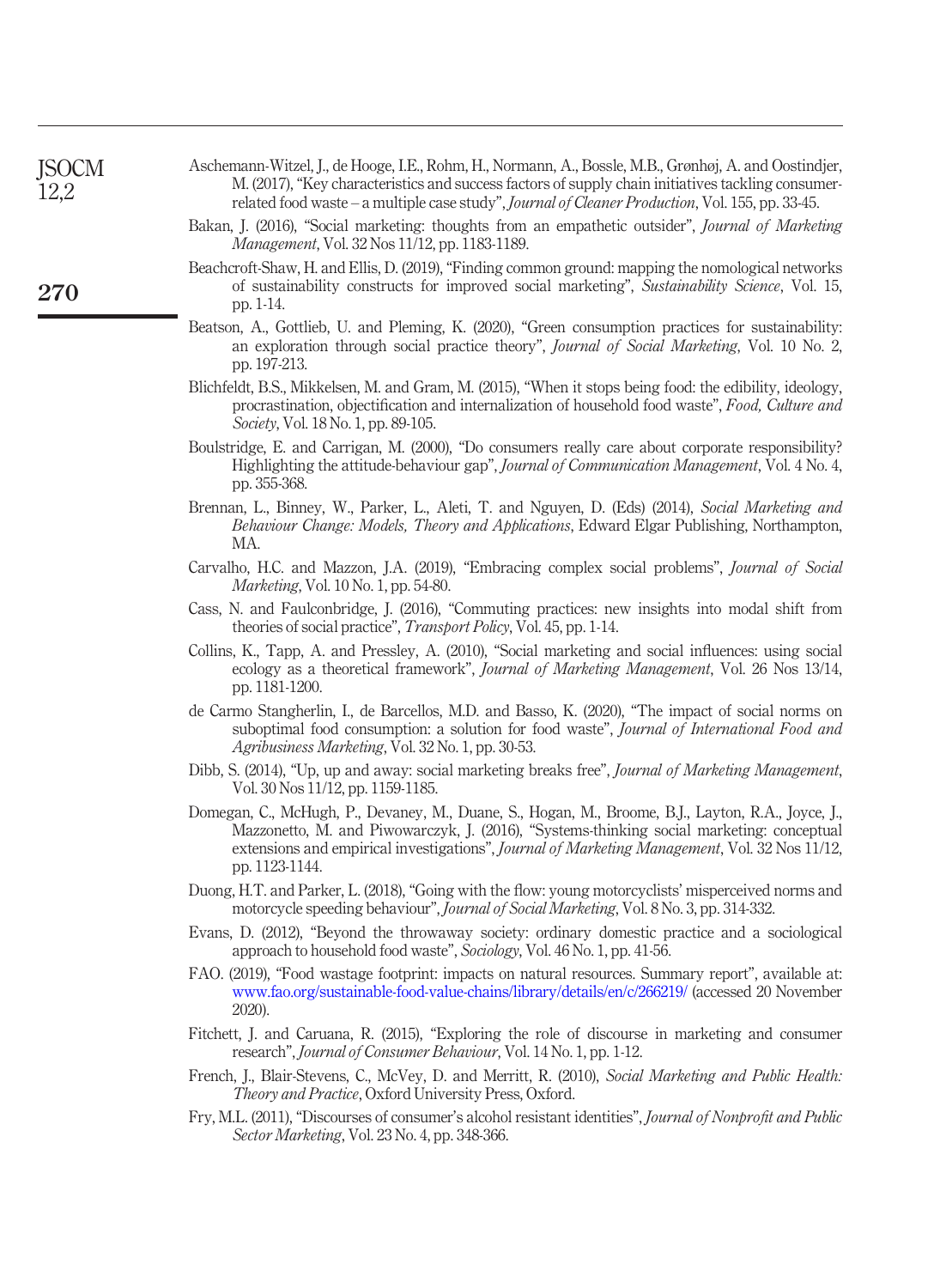Aschemann-Witzel, J., de Hooge, I.E., Rohm, H., Normann, A., Bossle, M.B., Grønhøj, A. and Oostindjer, M. (2017), "Key characteristics and success factors of supply chain initiatives tackling consumer-related food waste – a multiple case study", *Journal of Cleaner Production*, Vol. 155, pp. 33-45.

Bakan, J. (2016), "Social marketing: thoughts from an empathetic outsider", *Journal of Marketing Management*, Vol. 32 Nos 11/12, pp. 1183-1189.

Beachcroft-Shaw, H. and Ellis, D. (2019), "Finding common ground: mapping the nomological networks of sustainability constructs for improved social marketing", *Sustainability Science*, Vol. 15, pp. 1-14.

Beatson, A., Gottlieb, U. and Pleming, K. (2020), "Green consumption practices for sustainability: an exploration through social practice theory", *Journal of Social Marketing*, Vol. 10 No. 2, pp. 197-213.

Blichfeldt, B.S., Mikkelsen, M. and Gram, M. (2015), "When it stops being food: the edibility, ideology, procrastination, objectification and internalization of household food waste", *Food, Culture and Society*, Vol. 18 No. 1, pp. 89-105.

Boulstridge, E. and Carrigan, M. (2000), "Do consumers really care about corporate responsibility? Highlighting the attitude-behaviour gap", *Journal of Communication Management*, Vol. 4 No. 4, pp. 355-368.

Brennan, L., Binney, W., Parker, L., Aleti, T. and Nguyen, D. (Eds) (2014), *Social Marketing and Behaviour Change: Models, Theory and Applications*, Edward Elgar Publishing, Northampton, MA.

Carvalho, H.C. and Mazzon, J.A. (2019), "Embracing complex social problems", *Journal of Social Marketing*, Vol. 10 No. 1, pp. 54-80.

Cass, N. and Faulconbridge, J. (2016), "Commuting practices: new insights into modal shift from theories of social practice", *Transport Policy*, Vol. 45, pp. 1-14.

Collins, K., Tapp, A. and Pressley, A. (2010), "Social marketing and social influences: using social ecology as a theoretical framework", *Journal of Marketing Management*, Vol. 26 Nos 13/14, pp. 1181-1200.

de Carmo Stangherlin, I., de Barcellos, M.D. and Basso, K. (2020), "The impact of social norms on suboptimal food consumption: a solution for food waste", *Journal of International Food and Agribusiness Marketing*, Vol. 32 No. 1, pp. 30-53.

Dibb, S. (2014), "Up, up and away: social marketing breaks free", *Journal of Marketing Management*, Vol. 30 Nos 11/12, pp. 1159-1185.

Domegan, C., McHugh, P., Devaney, M., Duane, S., Hogan, M., Broome, B.J., Layton, R.A., Joyce, J., Mazzonetto, M. and Piwowarczyk, J. (2016), "Systems-thinking social marketing: conceptual extensions and empirical investigations", *Journal of Marketing Management*, Vol. 32 Nos 11/12, pp. 1123-1144.

Duong, H.T. and Parker, L. (2018), "Going with the flow: young motorcyclists' misperceived norms and motorcycle speeding behaviour", *Journal of Social Marketing*, Vol. 8 No. 3, pp. 314-332.

Evans, D. (2012), "Beyond the throwaway society: ordinary domestic practice and a sociological approach to household food waste", *Sociology*, Vol. 46 No. 1, pp. 41-56.

FAO. (2019), "Food wastage footprint: impacts on natural resources. Summary report", available at: www.fao.org/sustainable-food-value-chains/library/details/en/c/266219/ (accessed 20 November 2020).

Fitchett, J. and Caruana, R. (2015), "Exploring the role of discourse in marketing and consumer research", *Journal of Consumer Behaviour*, Vol. 14 No. 1, pp. 1-12.

French, J., Blair-Stevens, C., McVey, D. and Merritt, R. (2010), *Social Marketing and Public Health: Theory and Practice*, Oxford University Press, Oxford.

Fry, M.L. (2011), "Discourses of consumer's alcohol resistant identities", *Journal of Nonprofit and Public Sector Marketing*, Vol. 23 No. 4, pp. 348-366.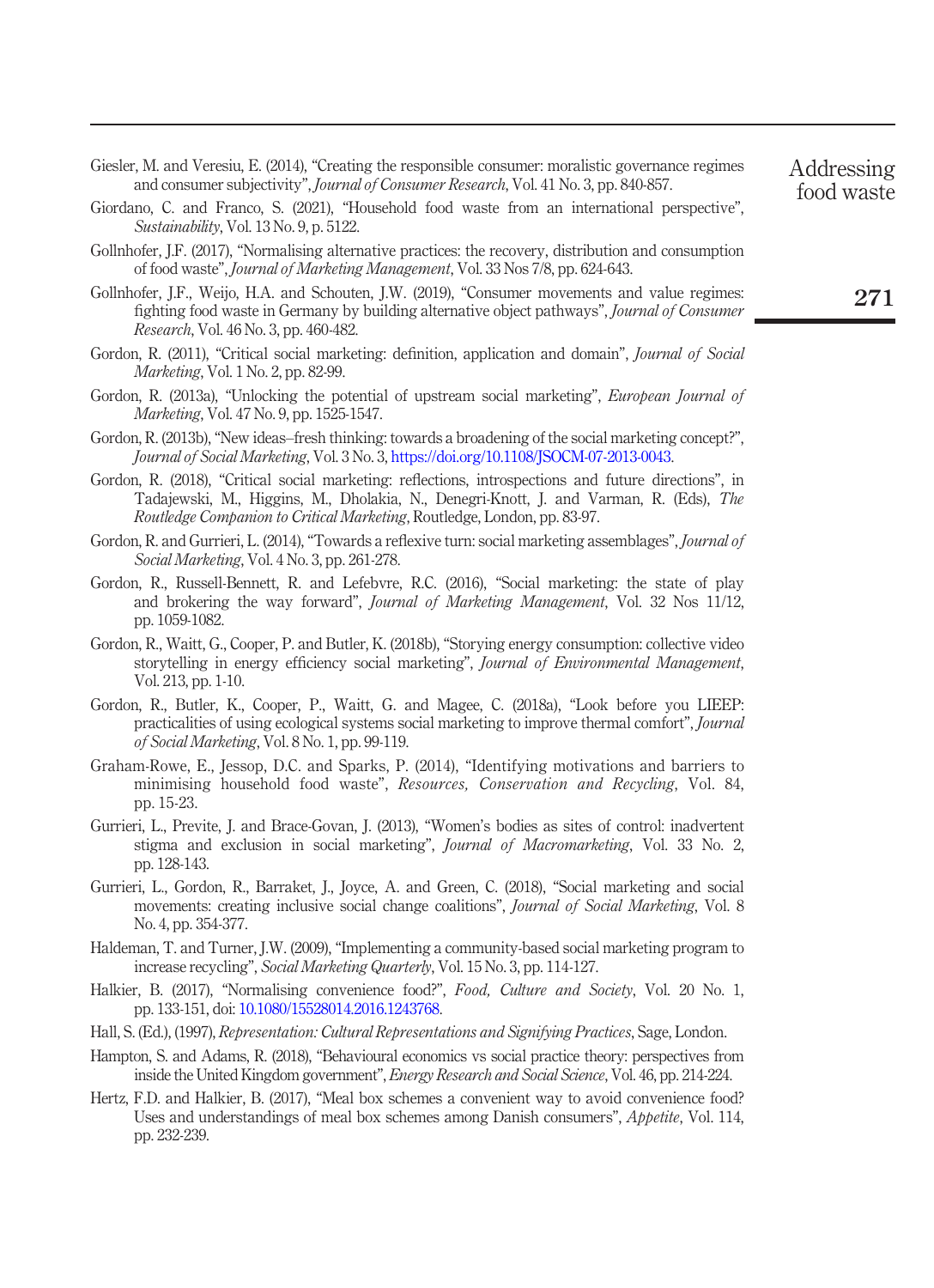Giesler, M. and Veresiu, E. (2014), "Creating the responsible consumer: moralistic governance regimes and consumer subjectivity", *Journal of Consumer Research*, Vol. 41 No. 3, pp. 840-857.

Giordano, C. and Franco, S. (2021), "Household food waste from an international perspective", *Sustainability*, Vol. 13 No. 9, p. 5122.

Gollnhofer, J.F. (2017), "Normalising alternative practices: the recovery, distribution and consumption of food waste", *Journal of Marketing Management*, Vol. 33 Nos 7/8, pp. 624-643.

Gollnhofer, J.F., Weijo, H.A. and Schouten, J.W. (2019), "Consumer movements and value regimes: fighting food waste in Germany by building alternative object pathways", *Journal of Consumer Research*, Vol. 46 No. 3, pp. 460-482.

Gordon, R. (2011), "Critical social marketing: definition, application and domain", *Journal of Social Marketing*, Vol. 1 No. 2, pp. 82-99.

Gordon, R. (2013a), "Unlocking the potential of upstream social marketing", *European Journal of Marketing*, Vol. 47 No. 9, pp. 1525-1547.

Gordon, R. (2013b), "New ideas–fresh thinking: towards a broadening of the social marketing concept?", *Journal of Social Marketing*, Vol. 3 No. 3, https://doi.org/10.1108/JSOCM-07-2013-0043.

Gordon, R. (2018), "Critical social marketing: reflections, introspections and future directions", in Tadajewski, M., Higgins, M., Dholakia, N., Denegri-Knott, J. and Varman, R. (Eds), *The Routledge Companion to Critical Marketing*, Routledge, London, pp. 83-97.

Gordon, R. and Gurrieri, L. (2014), "Towards a reflexive turn: social marketing assemblages", *Journal of Social Marketing*, Vol. 4 No. 3, pp. 261-278.

Gordon, R., Russell-Bennett, R. and Lefebvre, R.C. (2016), "Social marketing: the state of play and brokering the way forward", *Journal of Marketing Management*, Vol. 32 Nos 11/12, pp. 1059-1082.

Gordon, R., Waitt, G., Cooper, P. and Butler, K. (2018b), "Storying energy consumption: collective video storytelling in energy efficiency social marketing", *Journal of Environmental Management*, Vol. 213, pp. 1-10.

Gordon, R., Butler, K., Cooper, P., Waitt, G. and Magee, C. (2018a), "Look before you LIEEP: practicalities of using ecological systems social marketing to improve thermal comfort", *Journal of Social Marketing*, Vol. 8 No. 1, pp. 99-119.

Graham-Rowe, E., Jessop, D.C. and Sparks, P. (2014), "Identifying motivations and barriers to minimising household food waste", *Resources, Conservation and Recycling*, Vol. 84, pp. 15-23.

Gurrieri, L., Previte, J. and Brace-Govan, J. (2013), "Women's bodies as sites of control: inadvertent stigma and exclusion in social marketing", *Journal of Macromarketing*, Vol. 33 No. 2, pp. 128-143.

Gurrieri, L., Gordon, R., Barraket, J., Joyce, A. and Green, C. (2018), "Social marketing and social movements: creating inclusive social change coalitions", *Journal of Social Marketing*, Vol. 8 No. 4, pp. 354-377.

Haldeman, T. and Turner, J.W. (2009), "Implementing a community-based social marketing program to increase recycling", *Social Marketing Quarterly*, Vol. 15 No. 3, pp. 114-127.

Halkier, B. (2017), "Normalising convenience food?", *Food, Culture and Society*, Vol. 20 No. 1, pp. 133-151, doi: 10.1080/15528014.2016.1243768.

Hall, S. (Ed.), (1997), *Representation: Cultural Representations and Signifying Practices*, Sage, London.

Hampton, S. and Adams, R. (2018), "Behavioural economics vs social practice theory: perspectives from inside the United Kingdom government", *Energy Research and Social Science*, Vol. 46, pp. 214-224.

Hertz, F.D. and Halkier, B. (2017), "Meal box schemes a convenient way to avoid convenience food? Uses and understandings of meal box schemes among Danish consumers", *Appetite*, Vol. 114, pp. 232-239.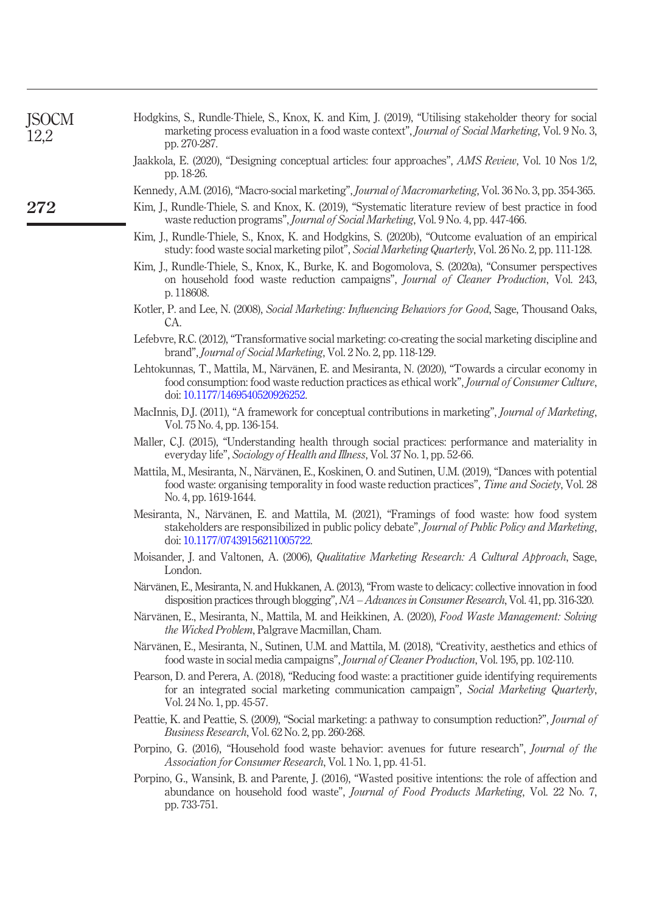Hodgkins, S., Rundle-Thiele, S., Knox, K. and Kim, J. (2019), "Utilising stakeholder theory for social marketing process evaluation in a food waste context", *Journal of Social Marketing*, Vol. 9 No. 3, pp. 270-287.

Jaakkola, E. (2020), "Designing conceptual articles: four approaches", *AMS Review*, Vol. 10 Nos 1/2, pp. 18-26.

Kennedy, A.M. (2016), "Macro-social marketing", *Journal of Macromarketing*, Vol. 36 No. 3, pp. 354-365.

Kim, J., Rundle-Thiele, S. and Knox, K. (2019), "Systematic literature review of best practice in food waste reduction programs", *Journal of Social Marketing*, Vol. 9 No. 4, pp. 447-466.

Kim, J., Rundle-Thiele, S., Knox, K. and Hodgkins, S. (2020b), "Outcome evaluation of an empirical study: food waste social marketing pilot", *Social Marketing Quarterly*, Vol. 26 No. 2, pp. 111-128.

Kim, J., Rundle-Thiele, S., Knox, K., Burke, K. and Bogomolova, S. (2020a), "Consumer perspectives on household food waste reduction campaigns", *Journal of Cleaner Production*, Vol. 243, p. 118608.

Kotler, P. and Lee, N. (2008), *Social Marketing: Influencing Behaviors for Good*, Sage, Thousand Oaks, CA.

Lefebvre, R.C. (2012), "Transformative social marketing: co-creating the social marketing discipline and brand", *Journal of Social Marketing*, Vol. 2 No. 2, pp. 118-129.

Lehtokunnas, T., Mattila, M., Närvänen, E. and Mesiranta, N. (2020), "Towards a circular economy in food consumption: food waste reduction practices as ethical work", *Journal of Consumer Culture*, doi: 10.1177/1469540520926252.

MacInnis, D.J. (2011), "A framework for conceptual contributions in marketing", *Journal of Marketing*, Vol. 75 No. 4, pp. 136-154.

Maller, C.J. (2015), "Understanding health through social practices: performance and materiality in everyday life", *Sociology of Health and Illness*, Vol. 37 No. 1, pp. 52-66.

Mattila, M., Mesiranta, N., Närvänen, E., Koskinen, O. and Sutinen, U.M. (2019), "Dances with potential food waste: organising temporality in food waste reduction practices", *Time and Society*, Vol. 28 No. 4, pp. 1619-1644.

Mesiranta, N., Närvänen, E. and Mattila, M. (2021), "Framings of food waste: how food system stakeholders are responsibilized in public policy debate", *Journal of Public Policy and Marketing*, doi: 10.1177/07439156211005722.

Moisander, J. and Valtonen, A. (2006), *Qualitative Marketing Research: A Cultural Approach*, Sage, London.

Närvänen, E., Mesiranta, N. and Hukkanen, A. (2013), "From waste to delicacy: collective innovation in food disposition practices through blogging", *NA – Advances in Consumer Research*, Vol. 41, pp. 316-320.

Närvänen, E., Mesiranta, N., Mattila, M. and Heikkinen, A. (2020), *Food Waste Management: Solving the Wicked Problem*, Palgrave Macmillan, Cham.

Närvänen, E., Mesiranta, N., Sutinen, U.M. and Mattila, M. (2018), "Creativity, aesthetics and ethics of food waste in social media campaigns", *Journal of Cleaner Production*, Vol. 195, pp. 102-110.

Pearson, D. and Perera, A. (2018), "Reducing food waste: a practitioner guide identifying requirements for an integrated social marketing communication campaign", *Social Marketing Quarterly*, Vol. 24 No. 1, pp. 45-57.

Peattie, K. and Peattie, S. (2009), "Social marketing: a pathway to consumption reduction?", *Journal of Business Research*, Vol. 62 No. 2, pp. 260-268.

Porpino, G. (2016), "Household food waste behavior: avenues for future research", *Journal of the Association for Consumer Research*, Vol. 1 No. 1, pp. 41-51.

Porpino, G., Wansink, B. and Parente, J. (2016), "Wasted positive intentions: the role of affection and abundance on household food waste", *Journal of Food Products Marketing*, Vol. 22 No. 7, pp. 733-751.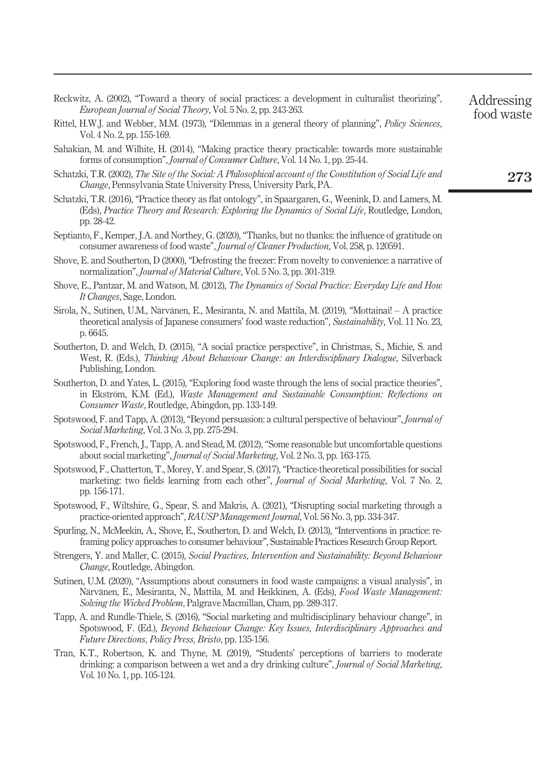Reckwitz, A. (2002), "Toward a theory of social practices: a development in culturalist theorizing", *European Journal of Social Theory*, Vol. 5 No. 2, pp. 243-263.

Rittel, H.W.J. and Webber, M.M. (1973), "Dilemmas in a general theory of planning", *Policy Sciences*, Vol. 4 No. 2, pp. 155-169.

Sahakian, M. and Wilhite, H. (2014), "Making practice theory practicable: towards more sustainable forms of consumption", *Journal of Consumer Culture*, Vol. 14 No. 1, pp. 25-44.

Schatzki, T.R. (2002), *The Site of the Social: A Philosophical account of the Constitution of Social Life and Change*, Pennsylvania State University Press, University Park, PA.

Schatzki, T.R. (2016), "Practice theory as flat ontology", in Spaargaren, G., Weenink, D. and Lamers, M. (Eds), *Practice Theory and Research: Exploring the Dynamics of Social Life*, Routledge, London, pp. 28-42.

Septianto, F., Kemper, J.A. and Northey, G. (2020), "Thanks, but no thanks: the influence of gratitude on consumer awareness of food waste", *Journal of Cleaner Production*, Vol. 258, p. 120591.

Shove, E. and Southerton, D (2000), "Defrosting the freezer: From novelty to convenience: a narrative of normalization", *Journal of Material Culture*, Vol. 5 No. 3, pp. 301-319.

Shove, E., Pantzar, M. and Watson, M. (2012), *The Dynamics of Social Practice: Everyday Life and How It Changes*, Sage, London.

Sirola, N., Sutinen, U.M., Närvänen, E., Mesiranta, N. and Mattila, M. (2019), "Mottainai! – A practice theoretical analysis of Japanese consumers' food waste reduction", *Sustainability*, Vol. 11 No. 23, p. 6645.

Southerton, D. and Welch, D. (2015), "A social practice perspective", in Christmas, S., Michie, S. and West, R. (Eds.), *Thinking About Behaviour Change: an Interdisciplinary Dialogue*, Silverback Publishing, London.

Southerton, D. and Yates, L. (2015), "Exploring food waste through the lens of social practice theories", in Ekström, K.M. (Ed.), *Waste Management and Sustainable Consumption: Reflections on Consumer Waste*, Routledge, Abingdon, pp. 133-149.

Spotswood, F. and Tapp, A. (2013), "Beyond persuasion: a cultural perspective of behaviour", *Journal of Social Marketing*, Vol. 3 No. 3, pp. 275-294.

Spotswood, F., French, J., Tapp, A. and Stead, M. (2012), "Some reasonable but uncomfortable questions about social marketing", *Journal of Social Marketing*, Vol. 2 No. 3, pp. 163-175.

Spotswood, F., Chatterton, T., Morey, Y. and Spear, S. (2017), "Practice-theoretical possibilities for social marketing: two fields learning from each other", *Journal of Social Marketing*, Vol. 7 No. 2, pp. 156-171.

Spotswood, F., Wiltshire, G., Spear, S. and Makris, A. (2021), "Disrupting social marketing through a practice-oriented approach", *RAUSP Management Journal*, Vol. 56 No. 3, pp. 334-347.

Spurling, N., McMeekin, A., Shove, E., Southerton, D. and Welch, D. (2013), "Interventions in practice: re-framing policy approaches to consumer behaviour", Sustainable Practices Research Group Report.

Strengers, Y. and Maller, C. (2015), *Social Practices, Intervention and Sustainability: Beyond Behaviour Change*, Routledge, Abingdon.

Sutinen, U.M. (2020), "Assumptions about consumers in food waste campaigns: a visual analysis", in Närvänen, E., Mesiranta, N., Mattila, M. and Heikkinen, A. (Eds), *Food Waste Management: Solving the Wicked Problem*, Palgrave Macmillan, Cham, pp. 289-317.

Tapp, A. and Rundle-Thiele, S. (2016), "Social marketing and multidisciplinary behaviour change", in Spotswood, F. (Ed.), *Beyond Behaviour Change: Key Issues, Interdisciplinary Approaches and Future Directions, Policy Press, Bristo*, pp. 135-156.

Tran, K.T., Robertson, K. and Thyne, M. (2019), "Students' perceptions of barriers to moderate drinking: a comparison between a wet and a dry drinking culture", *Journal of Social Marketing*, Vol. 10 No. 1, pp. 105-124.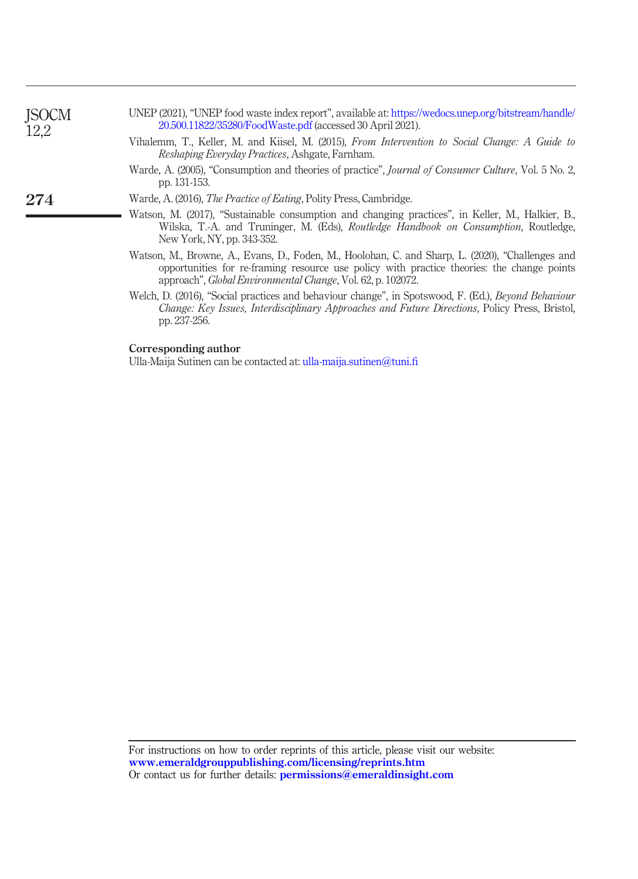UNEP (2021), "UNEP food waste index report", available at: https://wedocs.unep.org/bitstream/handle/20.500.11822/35280/FoodWaste.pdf (accessed 30 April 2021).

Vihalemm, T., Keller, M. and Kiisel, M. (2015), *From Intervention to Social Change: A Guide to Reshaping Everyday Practices*, Ashgate, Farnham.

Warde, A. (2005), "Consumption and theories of practice", *Journal of Consumer Culture*, Vol. 5 No. 2, pp. 131-153.

Warde, A. (2016), *The Practice of Eating*, Polity Press, Cambridge.

Watson, M. (2017), "Sustainable consumption and changing practices", in Keller, M., Halkier, B., Wilska, T.-A. and Truninger, M. (Eds), *Routledge Handbook on Consumption*, Routledge, New York, NY, pp. 343-352.

Watson, M., Browne, A., Evans, D., Foden, M., Hoolohan, C. and Sharp, L. (2020), "Challenges and opportunities for re-framing resource use policy with practice theories: the change points approach", *Global Environmental Change*, Vol. 62, p. 102072.

Welch, D. (2016), "Social practices and behaviour change", in Spotswood, F. (Ed.), *Beyond Behaviour Change: Key Issues, Interdisciplinary Approaches and Future Directions*, Policy Press, Bristol, pp. 237-256.

**Corresponding author**

Ulla-Maija Sutinen can be contacted at: ulla-maija.sutinen@tuni.fi

For instructions on how to order reprints of this article, please visit our website:
**www.emeraldgrouppublishing.com/licensing/reprints.htm**
Or contact us for further details: **permissions@emeraldinsight.com**